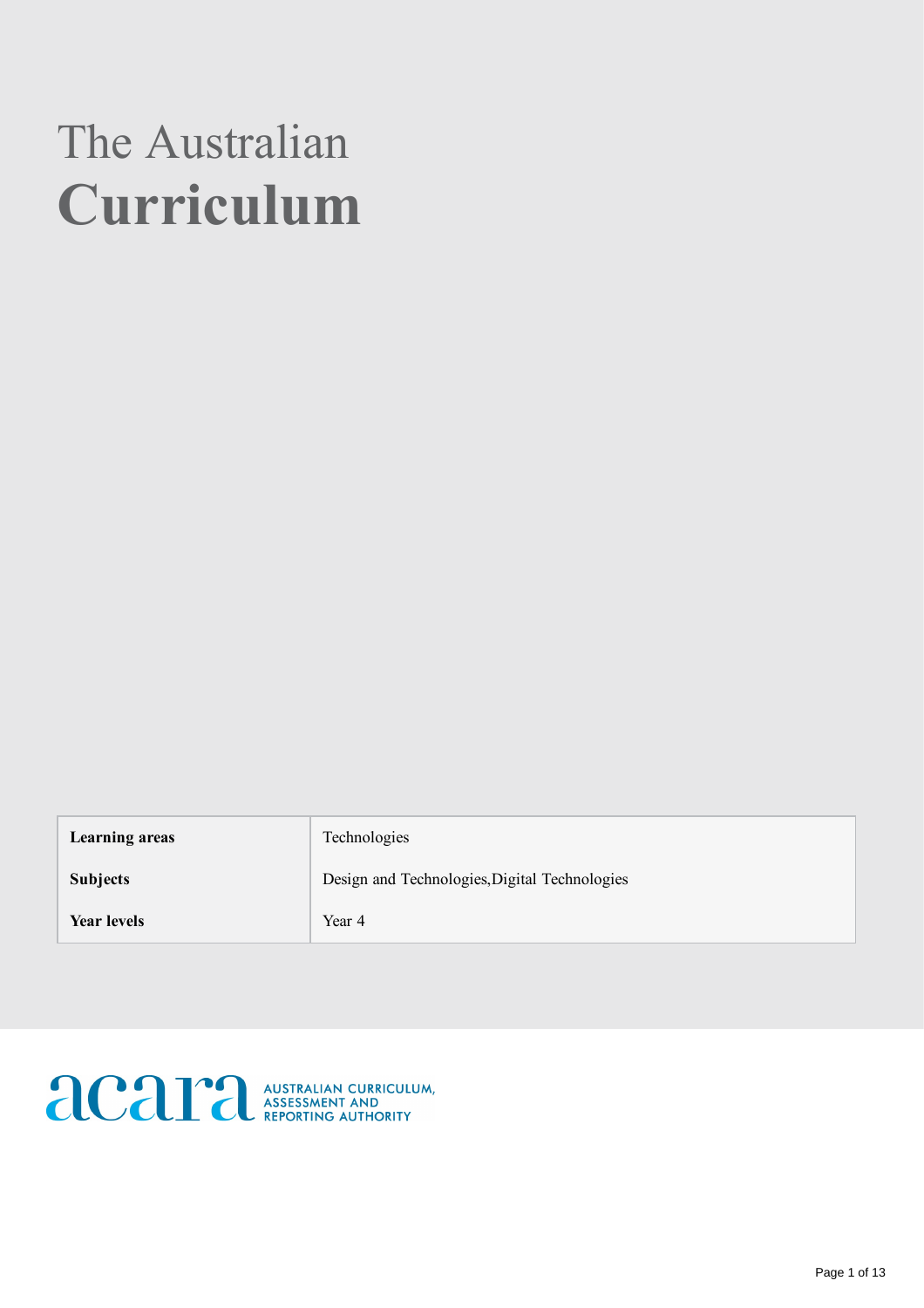# The Australian
# Curriculum

| | |
|---|---|
| **Learning areas** | Technologies |
| **Subjects** | Design and Technologies,Digital Technologies |
| **Year levels** | Year 4 |

acara AUSTRALIAN CURRICULUM, ASSESSMENT AND REPORTING AUTHORITY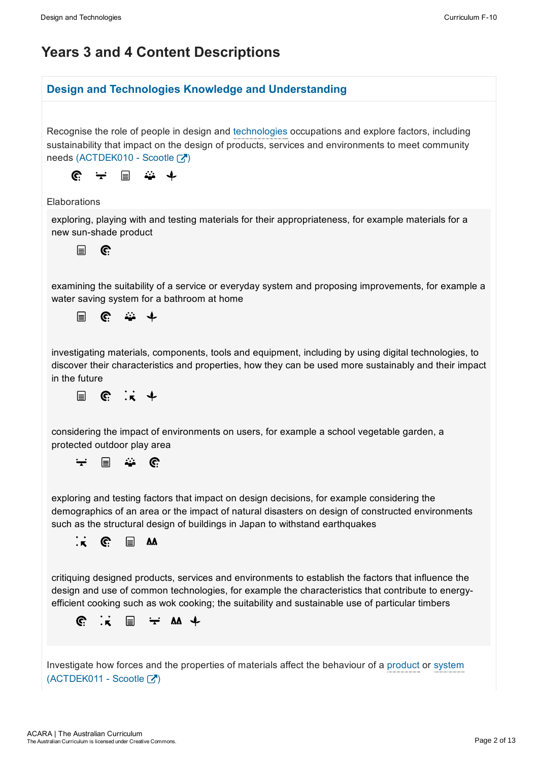# Years 3 and 4 Content Descriptions

## Design and Technologies Knowledge and Understanding

Recognise the role of people in design and technologies occupations and explore factors, including sustainability that impact on the design of products, services and environments to meet community needs (ACTDEK010 - Scootle )

Elaborations

exploring, playing with and testing materials for their appropriateness, for example materials for a new sun-shade product

examining the suitability of a service or everyday system and proposing improvements, for example a water saving system for a bathroom at home

investigating materials, components, tools and equipment, including by using digital technologies, to discover their characteristics and properties, how they can be used more sustainably and their impact in the future

considering the impact of environments on users, for example a school vegetable garden, a protected outdoor play area

exploring and testing factors that impact on design decisions, for example considering the demographics of an area or the impact of natural disasters on design of constructed environments such as the structural design of buildings in Japan to withstand earthquakes

critiquing designed products, services and environments to establish the factors that influence the design and use of common technologies, for example the characteristics that contribute to energy-efficient cooking such as wok cooking; the suitability and sustainable use of particular timbers

Investigate how forces and the properties of materials affect the behaviour of a product or system (ACTDEK011 - Scootle )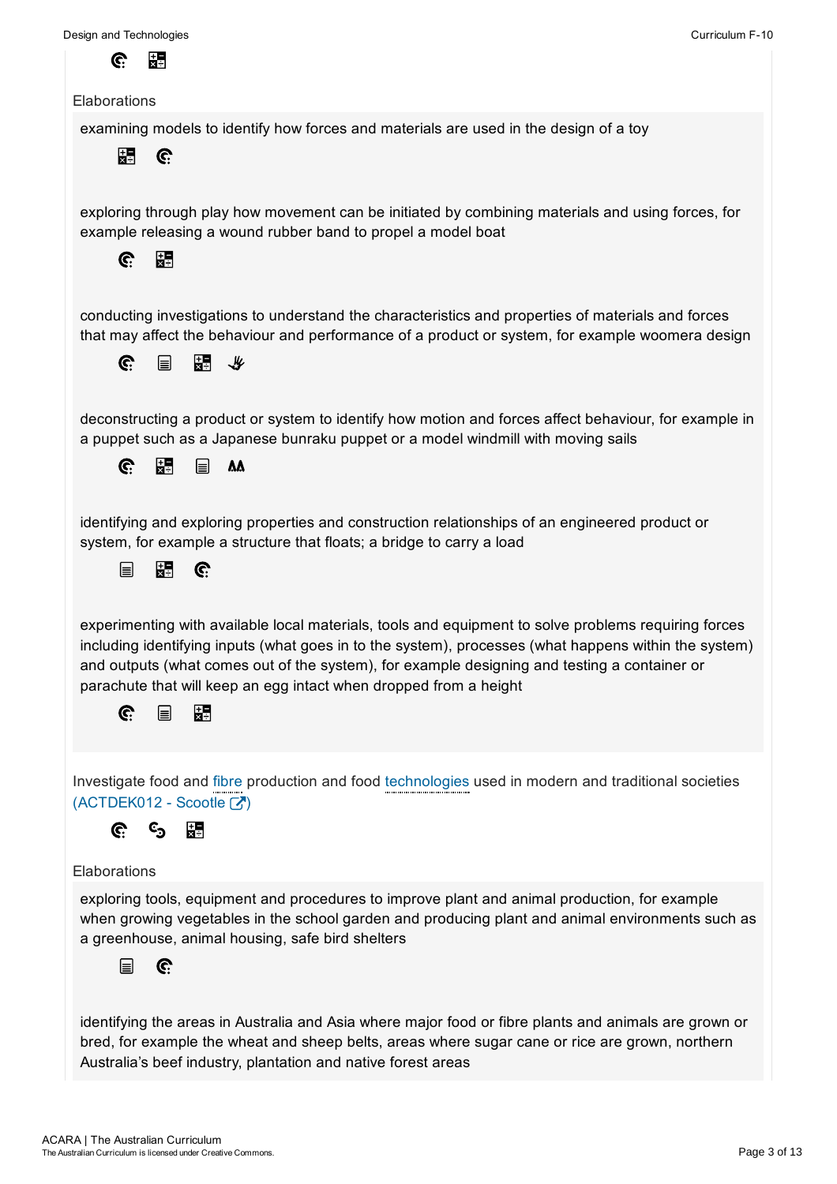Elaborations

examining models to identify how forces and materials are used in the design of a toy

exploring through play how movement can be initiated by combining materials and using forces, for example releasing a wound rubber band to propel a model boat

conducting investigations to understand the characteristics and properties of materials and forces that may affect the behaviour and performance of a product or system, for example woomera design

deconstructing a product or system to identify how motion and forces affect behaviour, for example in a puppet such as a Japanese bunraku puppet or a model windmill with moving sails

identifying and exploring properties and construction relationships of an engineered product or system, for example a structure that floats; a bridge to carry a load

experimenting with available local materials, tools and equipment to solve problems requiring forces including identifying inputs (what goes in to the system), processes (what happens within the system) and outputs (what comes out of the system), for example designing and testing a container or parachute that will keep an egg intact when dropped from a height

Investigate food and fibre production and food technologies used in modern and traditional societies (ACTDEK012 - Scootle)

Elaborations

exploring tools, equipment and procedures to improve plant and animal production, for example when growing vegetables in the school garden and producing plant and animal environments such as a greenhouse, animal housing, safe bird shelters

identifying the areas in Australia and Asia where major food or fibre plants and animals are grown or bred, for example the wheat and sheep belts, areas where sugar cane or rice are grown, northern Australia's beef industry, plantation and native forest areas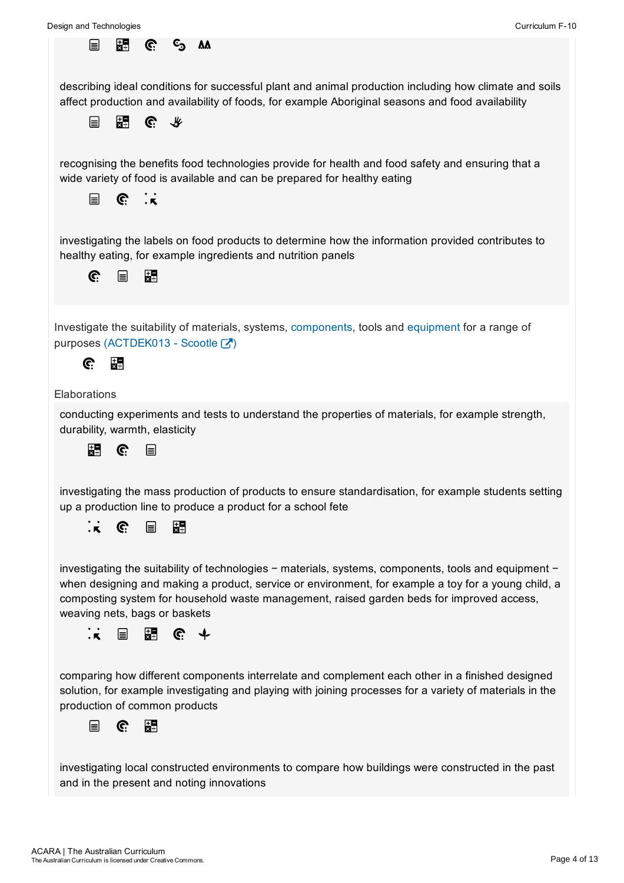describing ideal conditions for successful plant and animal production including how climate and soils affect production and availability of foods, for example Aboriginal seasons and food availability

recognising the benefits food technologies provide for health and food safety and ensuring that a wide variety of food is available and can be prepared for healthy eating

investigating the labels on food products to determine how the information provided contributes to healthy eating, for example ingredients and nutrition panels

Investigate the suitability of materials, systems, components, tools and equipment for a range of purposes (ACTDEK013 - Scootle)

Elaborations

conducting experiments and tests to understand the properties of materials, for example strength, durability, warmth, elasticity

investigating the mass production of products to ensure standardisation, for example students setting up a production line to produce a product for a school fete

investigating the suitability of technologies − materials, systems, components, tools and equipment − when designing and making a product, service or environment, for example a toy for a young child, a composting system for household waste management, raised garden beds for improved access, weaving nets, bags or baskets

comparing how different components interrelate and complement each other in a finished designed solution, for example investigating and playing with joining processes for a variety of materials in the production of common products

investigating local constructed environments to compare how buildings were constructed in the past and in the present and noting innovations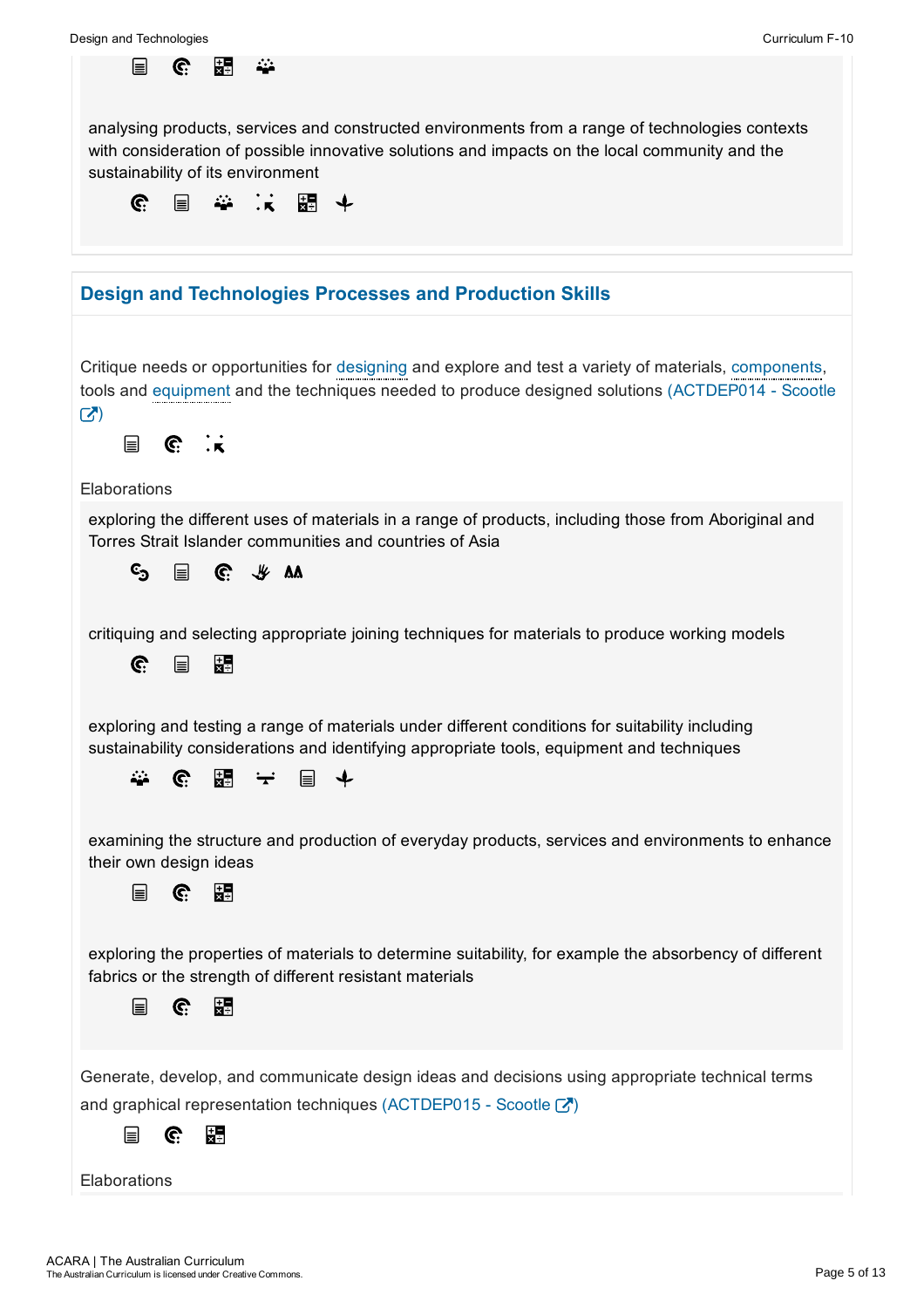analysing products, services and constructed environments from a range of technologies contexts with consideration of possible innovative solutions and impacts on the local community and the sustainability of its environment

## Design and Technologies Processes and Production Skills

Critique needs or opportunities for designing and explore and test a variety of materials, components, tools and equipment and the techniques needed to produce designed solutions (ACTDEP014 - Scootle)

Elaborations

exploring the different uses of materials in a range of products, including those from Aboriginal and Torres Strait Islander communities and countries of Asia

critiquing and selecting appropriate joining techniques for materials to produce working models

exploring and testing a range of materials under different conditions for suitability including sustainability considerations and identifying appropriate tools, equipment and techniques

examining the structure and production of everyday products, services and environments to enhance their own design ideas

exploring the properties of materials to determine suitability, for example the absorbency of different fabrics or the strength of different resistant materials

Generate, develop, and communicate design ideas and decisions using appropriate technical terms and graphical representation techniques (ACTDEP015 - Scootle)

Elaborations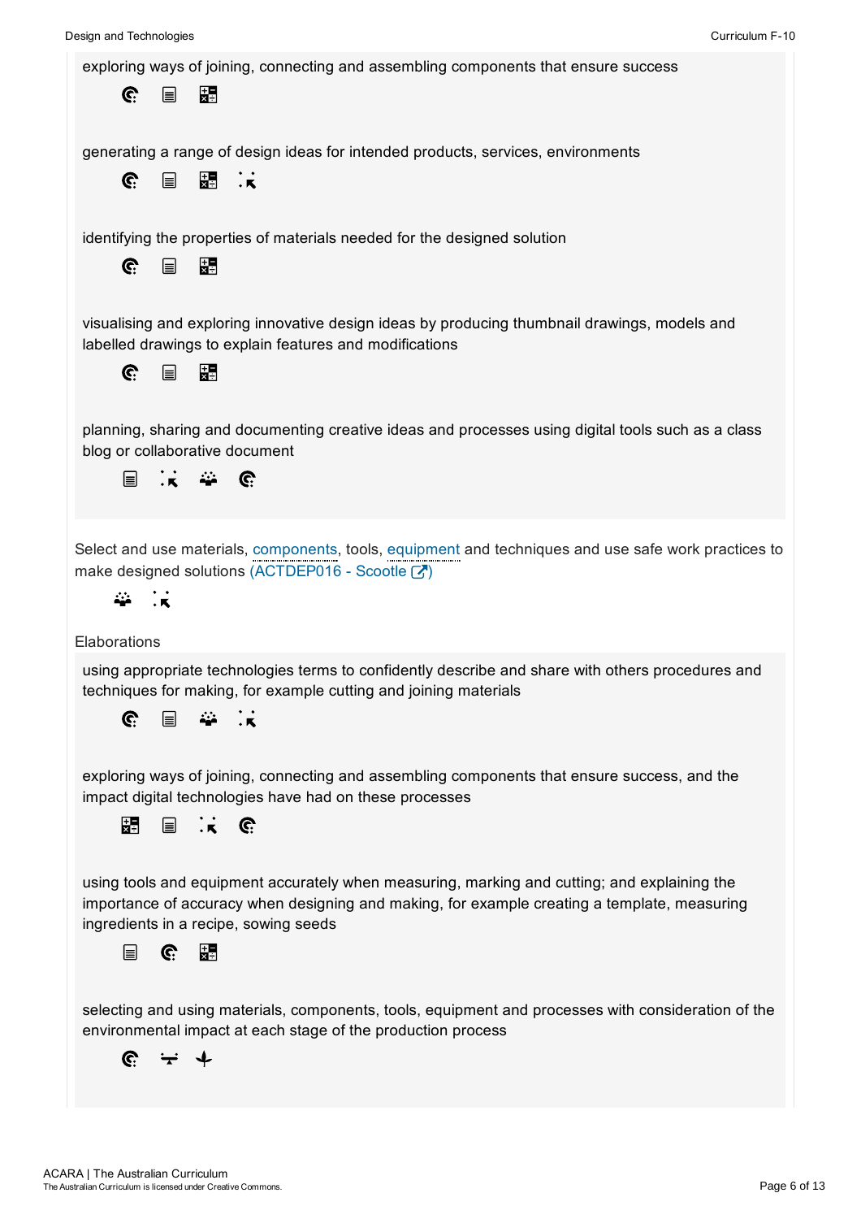exploring ways of joining, connecting and assembling components that ensure success

generating a range of design ideas for intended products, services, environments

identifying the properties of materials needed for the designed solution

visualising and exploring innovative design ideas by producing thumbnail drawings, models and labelled drawings to explain features and modifications

planning, sharing and documenting creative ideas and processes using digital tools such as a class blog or collaborative document

Select and use materials, components, tools, equipment and techniques and use safe work practices to make designed solutions (ACTDEP016 - Scootle)

Elaborations

using appropriate technologies terms to confidently describe and share with others procedures and techniques for making, for example cutting and joining materials

exploring ways of joining, connecting and assembling components that ensure success, and the impact digital technologies have had on these processes

using tools and equipment accurately when measuring, marking and cutting; and explaining the importance of accuracy when designing and making, for example creating a template, measuring ingredients in a recipe, sowing seeds

selecting and using materials, components, tools, equipment and processes with consideration of the environmental impact at each stage of the production process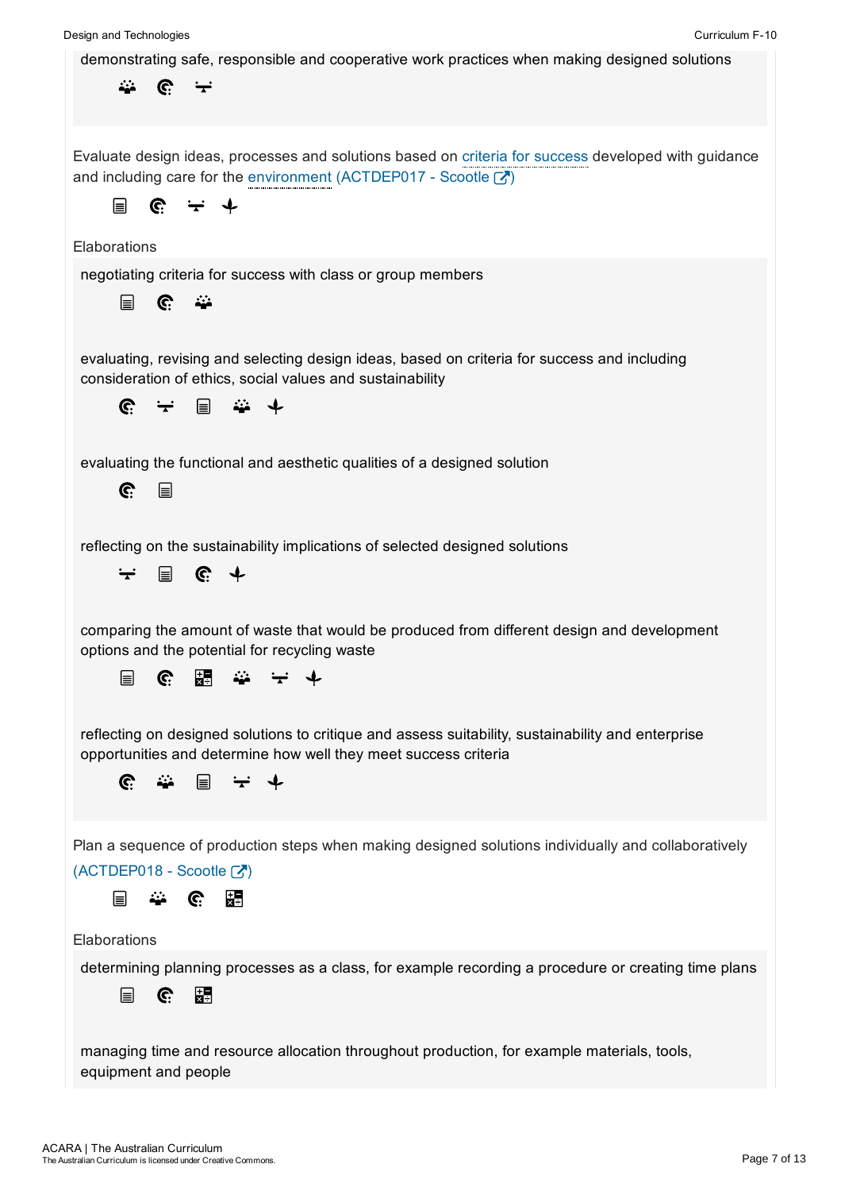demonstrating safe, responsible and cooperative work practices when making designed solutions

Evaluate design ideas, processes and solutions based on criteria for success developed with guidance and including care for the environment (ACTDEP017 - Scootle)

Elaborations

negotiating criteria for success with class or group members

evaluating, revising and selecting design ideas, based on criteria for success and including consideration of ethics, social values and sustainability

evaluating the functional and aesthetic qualities of a designed solution

reflecting on the sustainability implications of selected designed solutions

comparing the amount of waste that would be produced from different design and development options and the potential for recycling waste

reflecting on designed solutions to critique and assess suitability, sustainability and enterprise opportunities and determine how well they meet success criteria

Plan a sequence of production steps when making designed solutions individually and collaboratively (ACTDEP018 - Scootle)

Elaborations

determining planning processes as a class, for example recording a procedure or creating time plans

managing time and resource allocation throughout production, for example materials, tools, equipment and people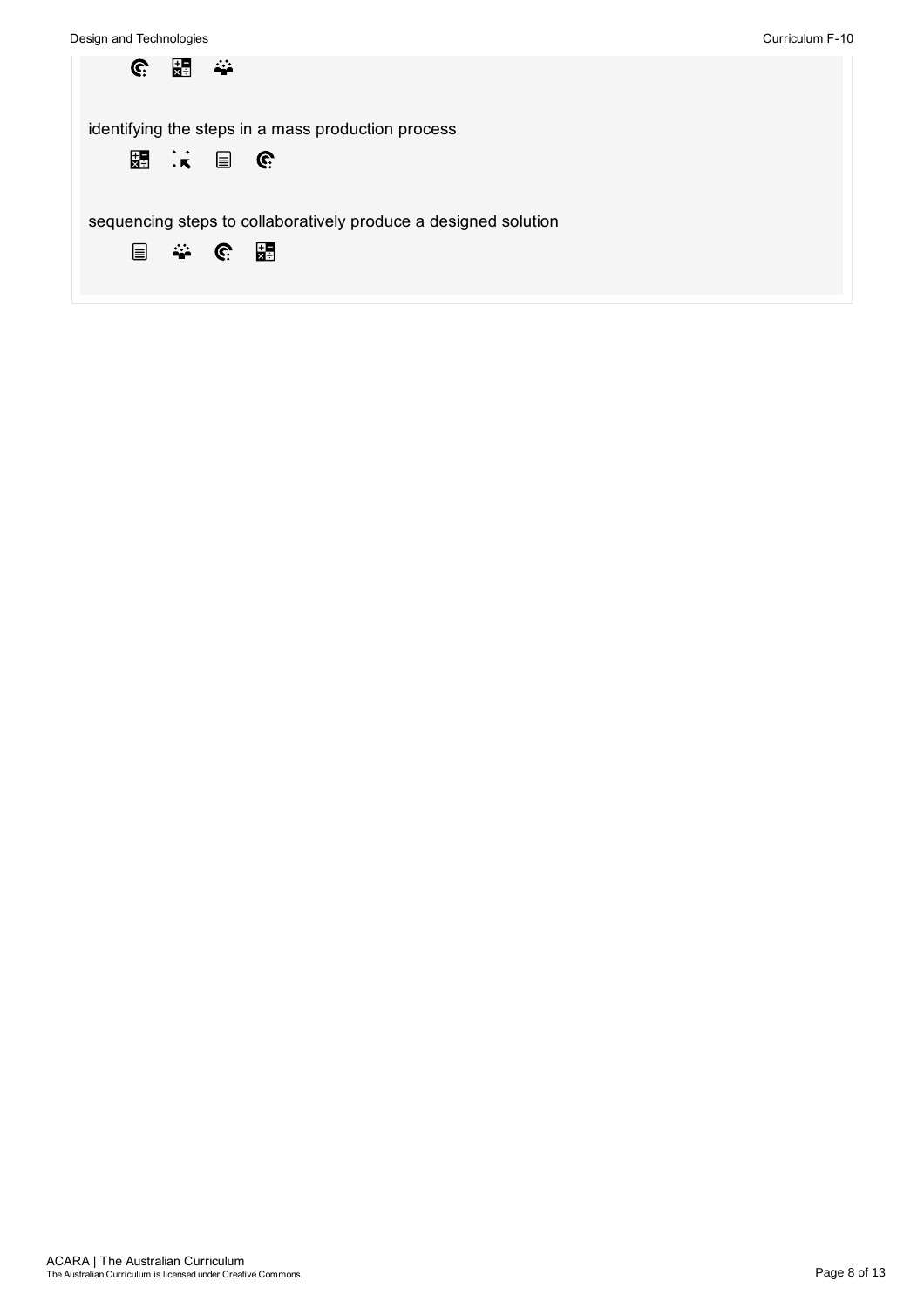identifying the steps in a mass production process

sequencing steps to collaboratively produce a designed solution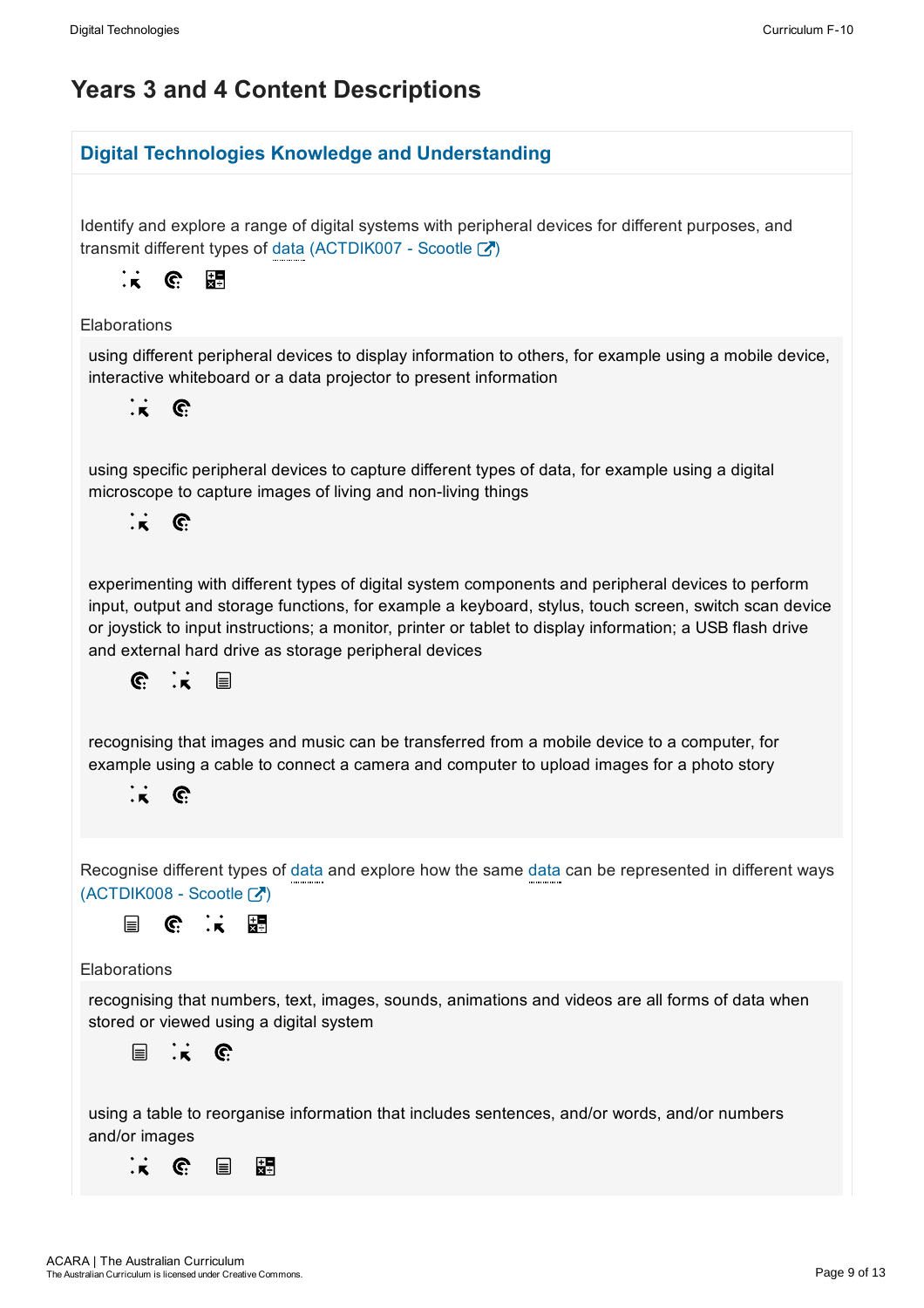# Years 3 and 4 Content Descriptions

## Digital Technologies Knowledge and Understanding

Identify and explore a range of digital systems with peripheral devices for different purposes, and transmit different types of data (ACTDIK007 - Scootle )

Elaborations

using different peripheral devices to display information to others, for example using a mobile device, interactive whiteboard or a data projector to present information

using specific peripheral devices to capture different types of data, for example using a digital microscope to capture images of living and non-living things

experimenting with different types of digital system components and peripheral devices to perform input, output and storage functions, for example a keyboard, stylus, touch screen, switch scan device or joystick to input instructions; a monitor, printer or tablet to display information; a USB flash drive and external hard drive as storage peripheral devices

recognising that images and music can be transferred from a mobile device to a computer, for example using a cable to connect a camera and computer to upload images for a photo story

Recognise different types of data and explore how the same data can be represented in different ways (ACTDIK008 - Scootle )

Elaborations

recognising that numbers, text, images, sounds, animations and videos are all forms of data when stored or viewed using a digital system

using a table to reorganise information that includes sentences, and/or words, and/or numbers and/or images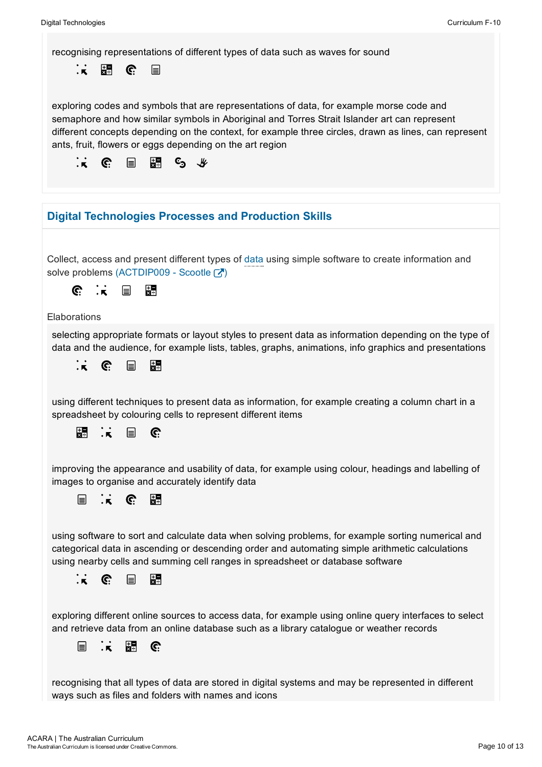recognising representations of different types of data such as waves for sound

exploring codes and symbols that are representations of data, for example morse code and semaphore and how similar symbols in Aboriginal and Torres Strait Islander art can represent different concepts depending on the context, for example three circles, drawn as lines, can represent ants, fruit, flowers or eggs depending on the art region

## Digital Technologies Processes and Production Skills

Collect, access and present different types of data using simple software to create information and solve problems (ACTDIP009 - Scootle)

Elaborations

selecting appropriate formats or layout styles to present data as information depending on the type of data and the audience, for example lists, tables, graphs, animations, info graphics and presentations

using different techniques to present data as information, for example creating a column chart in a spreadsheet by colouring cells to represent different items

improving the appearance and usability of data, for example using colour, headings and labelling of images to organise and accurately identify data

using software to sort and calculate data when solving problems, for example sorting numerical and categorical data in ascending or descending order and automating simple arithmetic calculations using nearby cells and summing cell ranges in spreadsheet or database software

exploring different online sources to access data, for example using online query interfaces to select and retrieve data from an online database such as a library catalogue or weather records

recognising that all types of data are stored in digital systems and may be represented in different ways such as files and folders with names and icons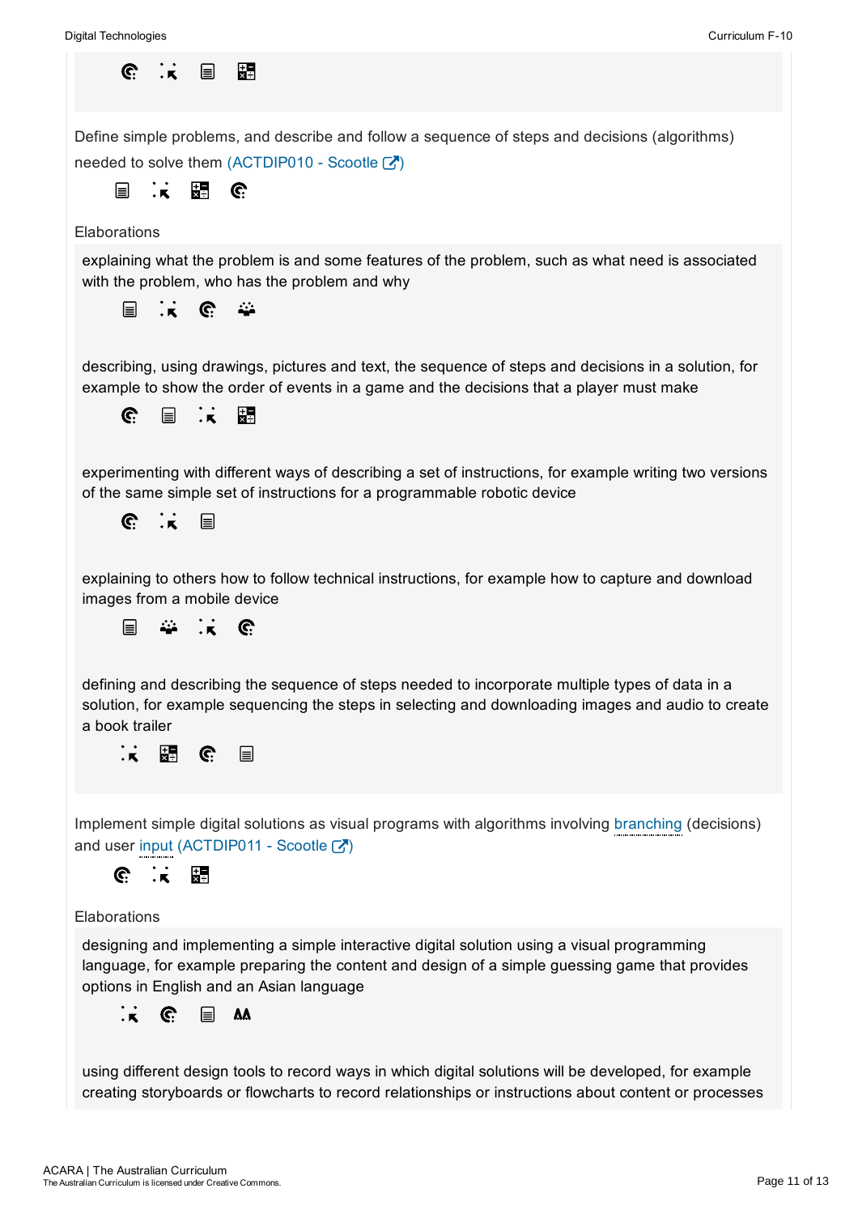Define simple problems, and describe and follow a sequence of steps and decisions (algorithms) needed to solve them (ACTDIP010 - Scootle)

Elaborations

explaining what the problem is and some features of the problem, such as what need is associated with the problem, who has the problem and why

describing, using drawings, pictures and text, the sequence of steps and decisions in a solution, for example to show the order of events in a game and the decisions that a player must make

experimenting with different ways of describing a set of instructions, for example writing two versions of the same simple set of instructions for a programmable robotic device

explaining to others how to follow technical instructions, for example how to capture and download images from a mobile device

defining and describing the sequence of steps needed to incorporate multiple types of data in a solution, for example sequencing the steps in selecting and downloading images and audio to create a book trailer

Implement simple digital solutions as visual programs with algorithms involving branching (decisions) and user input (ACTDIP011 - Scootle)

Elaborations

designing and implementing a simple interactive digital solution using a visual programming language, for example preparing the content and design of a simple guessing game that provides options in English and an Asian language

using different design tools to record ways in which digital solutions will be developed, for example creating storyboards or flowcharts to record relationships or instructions about content or processes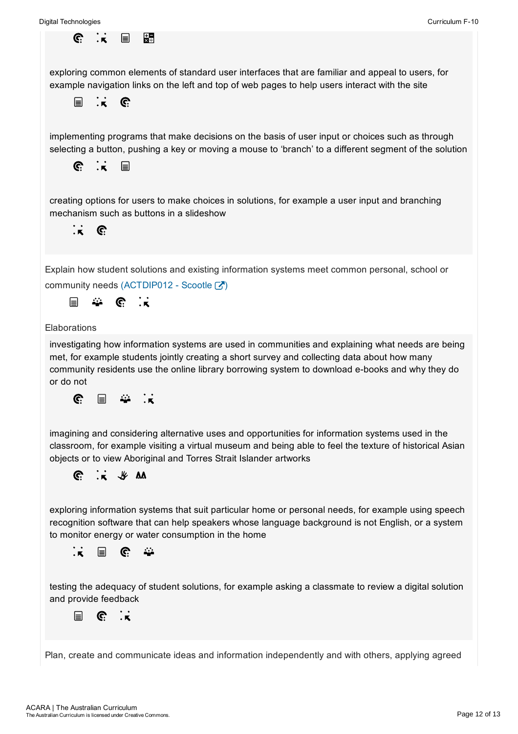exploring common elements of standard user interfaces that are familiar and appeal to users, for example navigation links on the left and top of web pages to help users interact with the site

implementing programs that make decisions on the basis of user input or choices such as through selecting a button, pushing a key or moving a mouse to 'branch' to a different segment of the solution

creating options for users to make choices in solutions, for example a user input and branching mechanism such as buttons in a slideshow

Explain how student solutions and existing information systems meet common personal, school or community needs (ACTDIP012 - Scootle)

Elaborations

investigating how information systems are used in communities and explaining what needs are being met, for example students jointly creating a short survey and collecting data about how many community residents use the online library borrowing system to download e-books and why they do or do not

imagining and considering alternative uses and opportunities for information systems used in the classroom, for example visiting a virtual museum and being able to feel the texture of historical Asian objects or to view Aboriginal and Torres Strait Islander artworks

exploring information systems that suit particular home or personal needs, for example using speech recognition software that can help speakers whose language background is not English, or a system to monitor energy or water consumption in the home

testing the adequacy of student solutions, for example asking a classmate to review a digital solution and provide feedback

Plan, create and communicate ideas and information independently and with others, applying agreed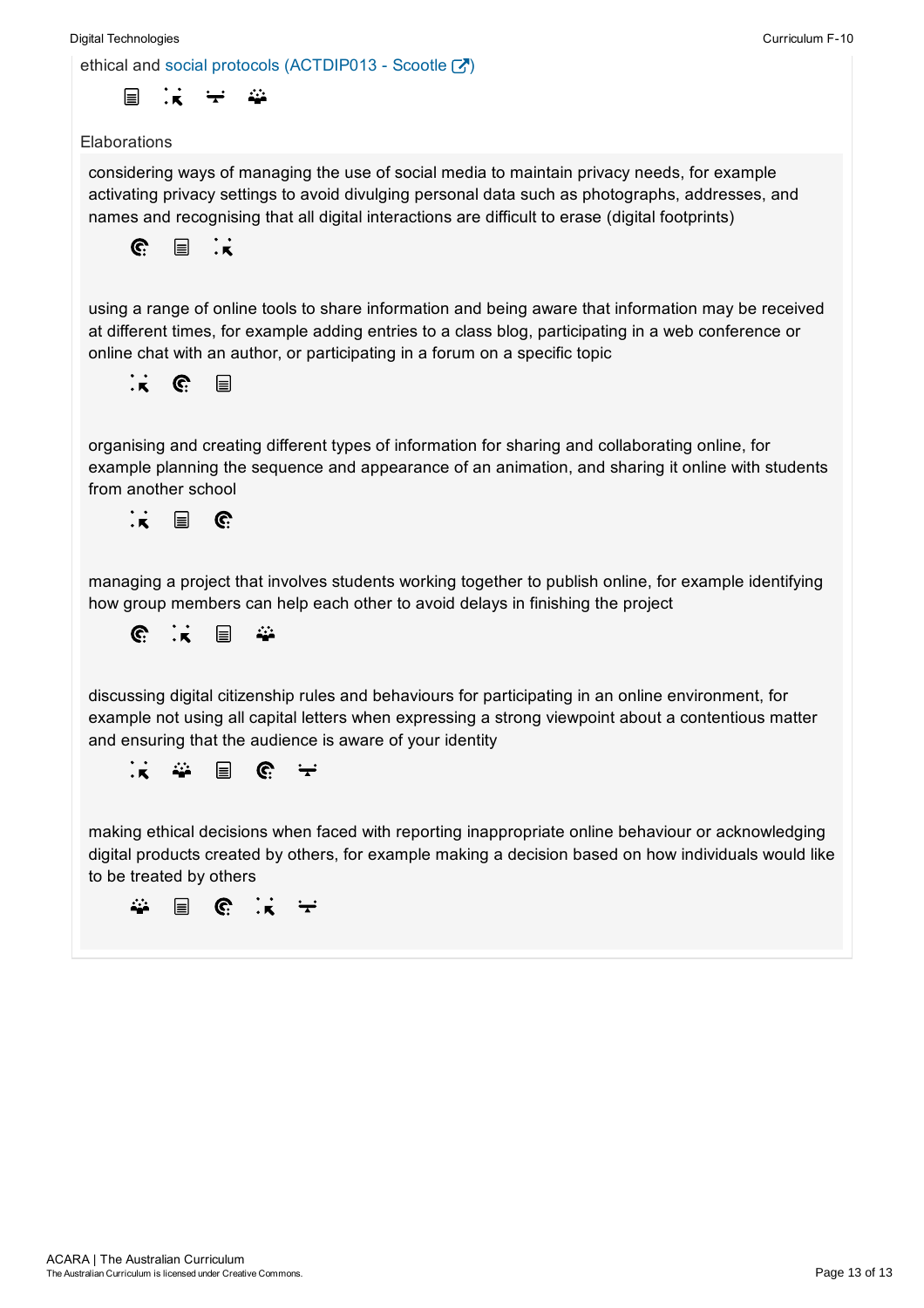ethical and social protocols (ACTDIP013 - Scootle )

Elaborations

considering ways of managing the use of social media to maintain privacy needs, for example activating privacy settings to avoid divulging personal data such as photographs, addresses, and names and recognising that all digital interactions are difficult to erase (digital footprints)

using a range of online tools to share information and being aware that information may be received at different times, for example adding entries to a class blog, participating in a web conference or online chat with an author, or participating in a forum on a specific topic

organising and creating different types of information for sharing and collaborating online, for example planning the sequence and appearance of an animation, and sharing it online with students from another school

managing a project that involves students working together to publish online, for example identifying how group members can help each other to avoid delays in finishing the project

discussing digital citizenship rules and behaviours for participating in an online environment, for example not using all capital letters when expressing a strong viewpoint about a contentious matter and ensuring that the audience is aware of your identity

making ethical decisions when faced with reporting inappropriate online behaviour or acknowledging digital products created by others, for example making a decision based on how individuals would like to be treated by others